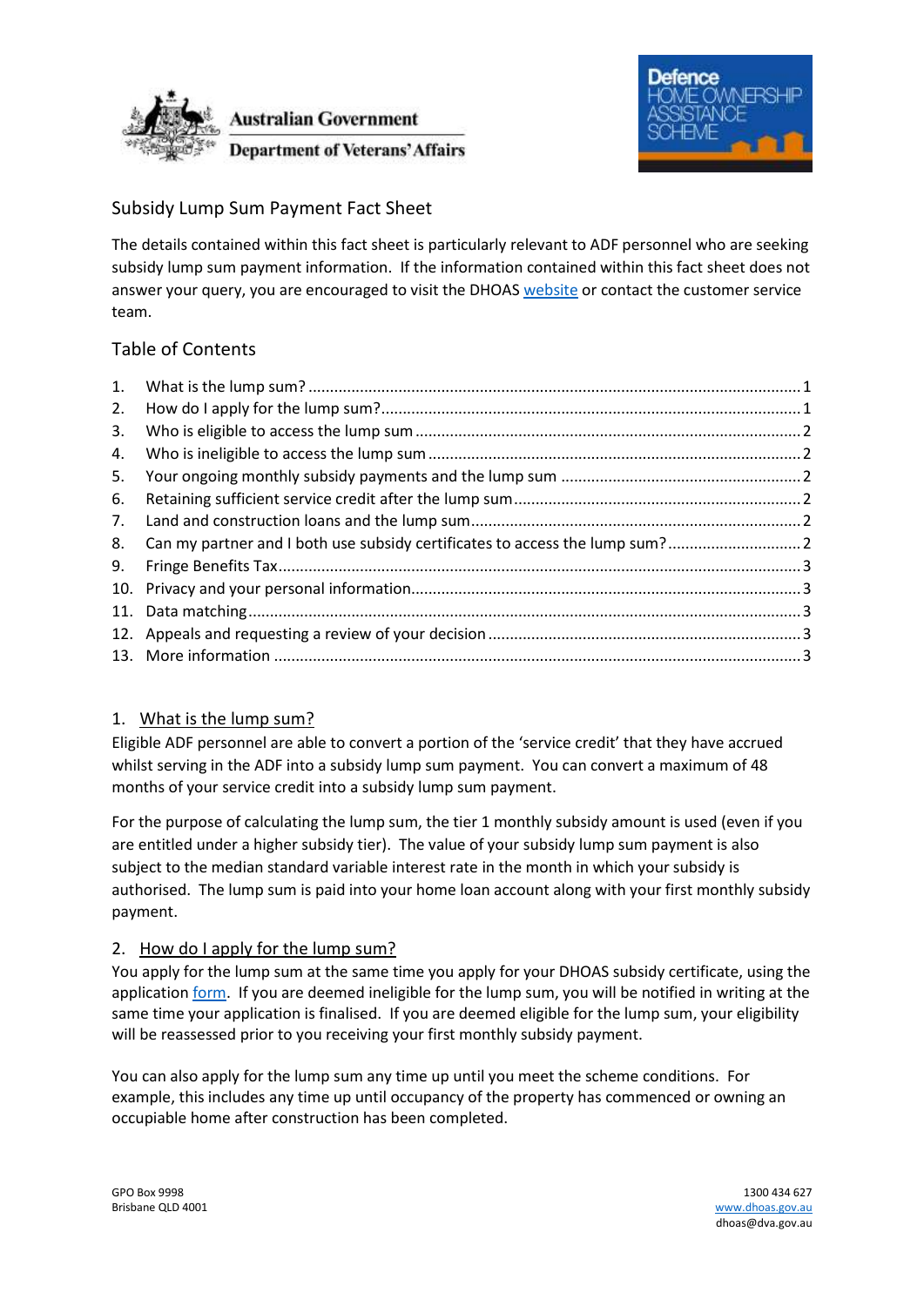Australian Government
Department of Veterans' Affairs

Defence HOME OWNERSHIP ASSISTANCE SCHEME

# Subsidy Lump Sum Payment Fact Sheet

The details contained within this fact sheet is particularly relevant to ADF personnel who are seeking subsidy lump sum payment information. If the information contained within this fact sheet does not answer your query, you are encouraged to visit the DHOAS website or contact the customer service team.

## Table of Contents

1. What is the lump sum? ..... 1
2. How do I apply for the lump sum? ..... 1
3. Who is eligible to access the lump sum ..... 2
4. Who is ineligible to access the lump sum ..... 2
5. Your ongoing monthly subsidy payments and the lump sum ..... 2
6. Retaining sufficient service credit after the lump sum ..... 2
7. Land and construction loans and the lump sum ..... 2
8. Can my partner and I both use subsidy certificates to access the lump sum? ..... 2
9. Fringe Benefits Tax ..... 3
10. Privacy and your personal information ..... 3
11. Data matching ..... 3
12. Appeals and requesting a review of your decision ..... 3
13. More information ..... 3

## 1. What is the lump sum?

Eligible ADF personnel are able to convert a portion of the 'service credit' that they have accrued whilst serving in the ADF into a subsidy lump sum payment. You can convert a maximum of 48 months of your service credit into a subsidy lump sum payment.

For the purpose of calculating the lump sum, the tier 1 monthly subsidy amount is used (even if you are entitled under a higher subsidy tier). The value of your subsidy lump sum payment is also subject to the median standard variable interest rate in the month in which your subsidy is authorised. The lump sum is paid into your home loan account along with your first monthly subsidy payment.

## 2. How do I apply for the lump sum?

You apply for the lump sum at the same time you apply for your DHOAS subsidy certificate, using the application form. If you are deemed ineligible for the lump sum, you will be notified in writing at the same time your application is finalised. If you are deemed eligible for the lump sum, your eligibility will be reassessed prior to you receiving your first monthly subsidy payment.

You can also apply for the lump sum any time up until you meet the scheme conditions. For example, this includes any time up until occupancy of the property has commenced or owning an occupiable home after construction has been completed.

GPO Box 9998
Brisbane QLD 4001

1300 434 627
www.dhoas.gov.au
dhoas@dva.gov.au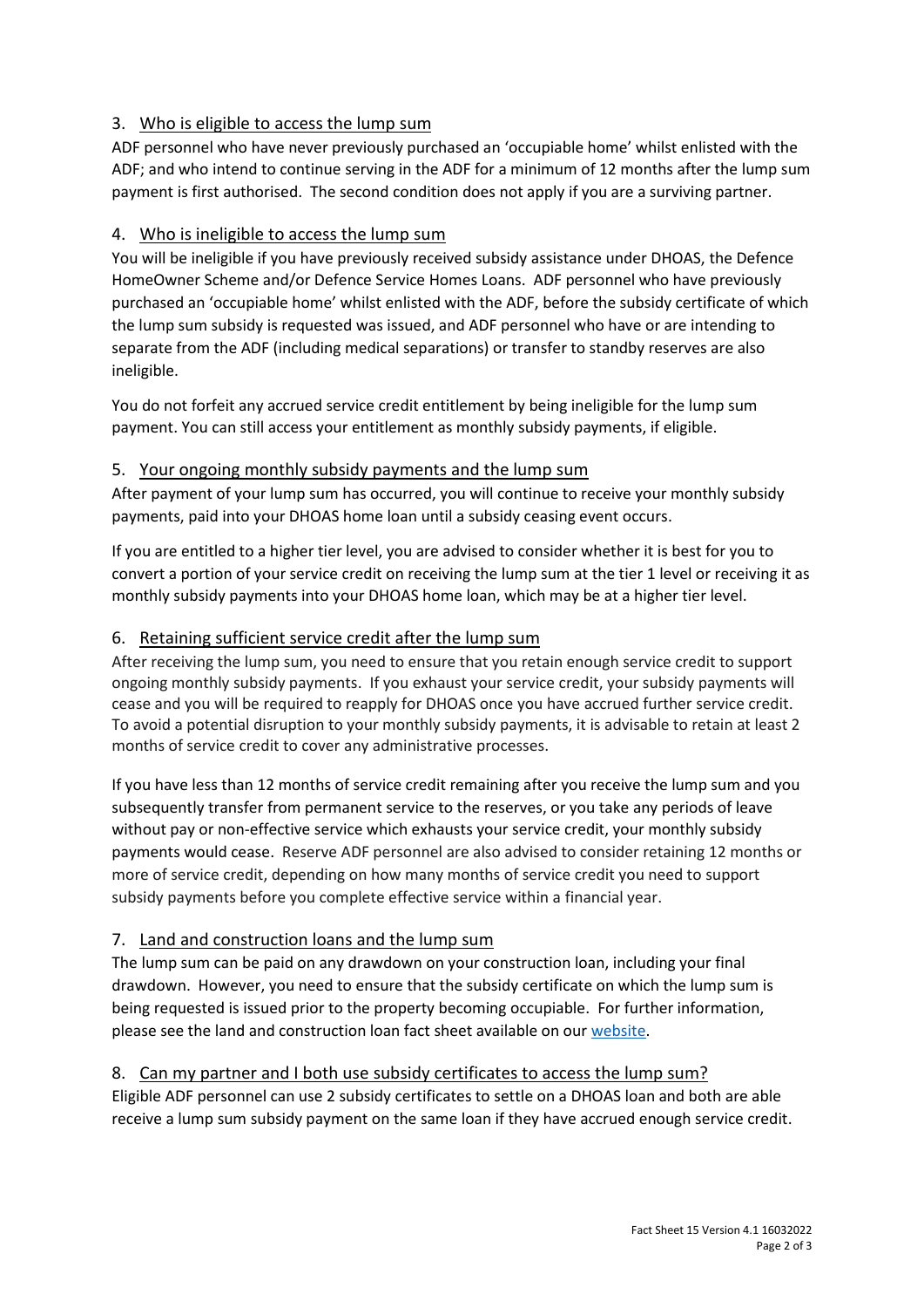## 3. Who is eligible to access the lump sum

ADF personnel who have never previously purchased an 'occupiable home' whilst enlisted with the ADF; and who intend to continue serving in the ADF for a minimum of 12 months after the lump sum payment is first authorised. The second condition does not apply if you are a surviving partner.

## 4. Who is ineligible to access the lump sum

You will be ineligible if you have previously received subsidy assistance under DHOAS, the Defence HomeOwner Scheme and/or Defence Service Homes Loans. ADF personnel who have previously purchased an 'occupiable home' whilst enlisted with the ADF, before the subsidy certificate of which the lump sum subsidy is requested was issued, and ADF personnel who have or are intending to separate from the ADF (including medical separations) or transfer to standby reserves are also ineligible.

You do not forfeit any accrued service credit entitlement by being ineligible for the lump sum payment. You can still access your entitlement as monthly subsidy payments, if eligible.

## 5. Your ongoing monthly subsidy payments and the lump sum

After payment of your lump sum has occurred, you will continue to receive your monthly subsidy payments, paid into your DHOAS home loan until a subsidy ceasing event occurs.

If you are entitled to a higher tier level, you are advised to consider whether it is best for you to convert a portion of your service credit on receiving the lump sum at the tier 1 level or receiving it as monthly subsidy payments into your DHOAS home loan, which may be at a higher tier level.

## 6. Retaining sufficient service credit after the lump sum

After receiving the lump sum, you need to ensure that you retain enough service credit to support ongoing monthly subsidy payments. If you exhaust your service credit, your subsidy payments will cease and you will be required to reapply for DHOAS once you have accrued further service credit. To avoid a potential disruption to your monthly subsidy payments, it is advisable to retain at least 2 months of service credit to cover any administrative processes.

If you have less than 12 months of service credit remaining after you receive the lump sum and you subsequently transfer from permanent service to the reserves, or you take any periods of leave without pay or non-effective service which exhausts your service credit, your monthly subsidy payments would cease. Reserve ADF personnel are also advised to consider retaining 12 months or more of service credit, depending on how many months of service credit you need to support subsidy payments before you complete effective service within a financial year.

## 7. Land and construction loans and the lump sum

The lump sum can be paid on any drawdown on your construction loan, including your final drawdown. However, you need to ensure that the subsidy certificate on which the lump sum is being requested is issued prior to the property becoming occupiable. For further information, please see the land and construction loan fact sheet available on our website.

## 8. Can my partner and I both use subsidy certificates to access the lump sum?

Eligible ADF personnel can use 2 subsidy certificates to settle on a DHOAS loan and both are able receive a lump sum subsidy payment on the same loan if they have accrued enough service credit.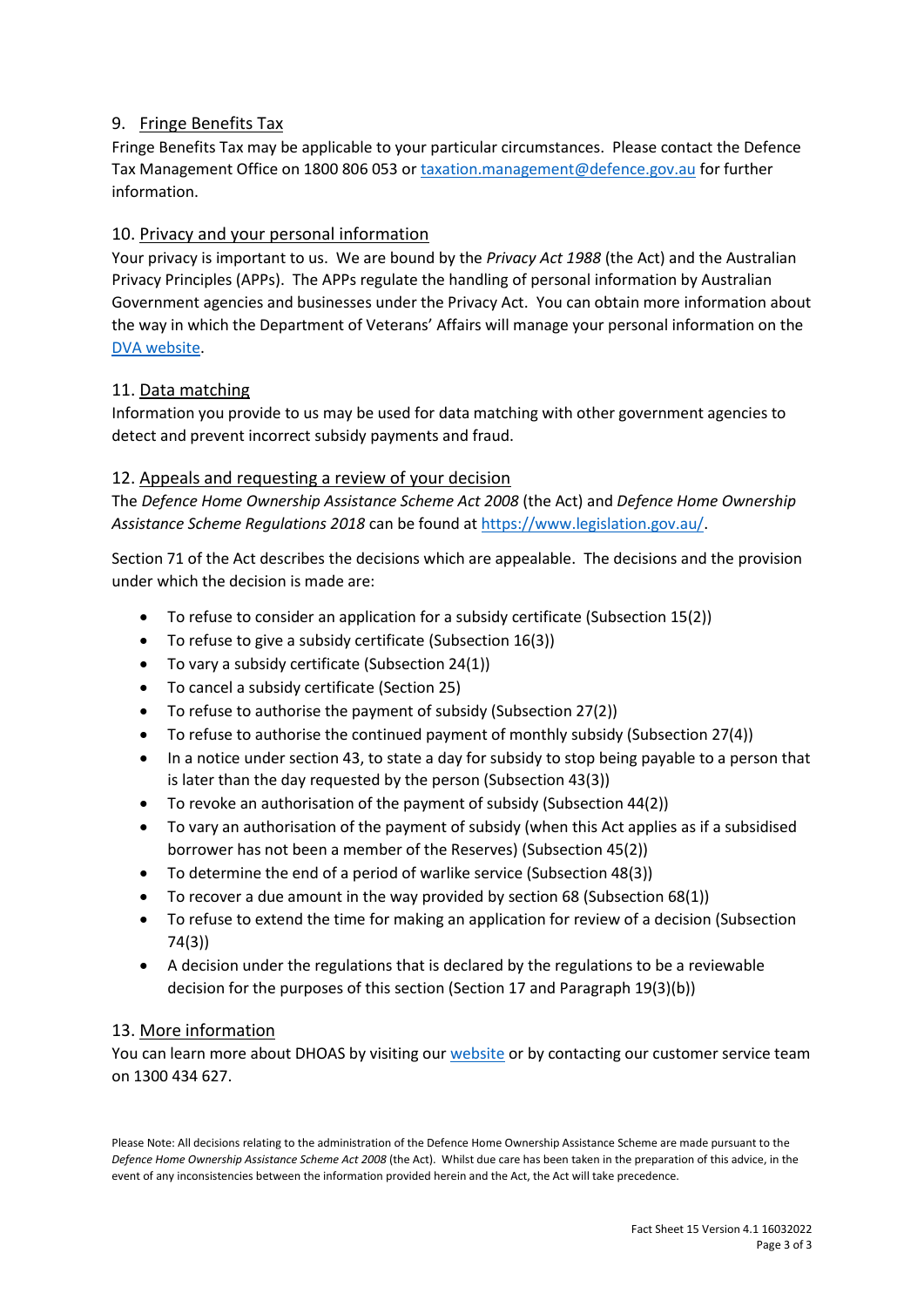## 9. Fringe Benefits Tax

Fringe Benefits Tax may be applicable to your particular circumstances. Please contact the Defence Tax Management Office on 1800 806 053 or taxation.management@defence.gov.au for further information.

## 10. Privacy and your personal information

Your privacy is important to us. We are bound by the *Privacy Act 1988* (the Act) and the Australian Privacy Principles (APPs). The APPs regulate the handling of personal information by Australian Government agencies and businesses under the Privacy Act. You can obtain more information about the way in which the Department of Veterans' Affairs will manage your personal information on the DVA website.

## 11. Data matching

Information you provide to us may be used for data matching with other government agencies to detect and prevent incorrect subsidy payments and fraud.

## 12. Appeals and requesting a review of your decision

The *Defence Home Ownership Assistance Scheme Act 2008* (the Act) and *Defence Home Ownership Assistance Scheme Regulations 2018* can be found at https://www.legislation.gov.au/.

Section 71 of the Act describes the decisions which are appealable. The decisions and the provision under which the decision is made are:

- To refuse to consider an application for a subsidy certificate (Subsection 15(2))
- To refuse to give a subsidy certificate (Subsection 16(3))
- To vary a subsidy certificate (Subsection 24(1))
- To cancel a subsidy certificate (Section 25)
- To refuse to authorise the payment of subsidy (Subsection 27(2))
- To refuse to authorise the continued payment of monthly subsidy (Subsection 27(4))
- In a notice under section 43, to state a day for subsidy to stop being payable to a person that is later than the day requested by the person (Subsection 43(3))
- To revoke an authorisation of the payment of subsidy (Subsection 44(2))
- To vary an authorisation of the payment of subsidy (when this Act applies as if a subsidised borrower has not been a member of the Reserves) (Subsection 45(2))
- To determine the end of a period of warlike service (Subsection 48(3))
- To recover a due amount in the way provided by section 68 (Subsection 68(1))
- To refuse to extend the time for making an application for review of a decision (Subsection 74(3))
- A decision under the regulations that is declared by the regulations to be a reviewable decision for the purposes of this section (Section 17 and Paragraph 19(3)(b))

## 13. More information

You can learn more about DHOAS by visiting our website or by contacting our customer service team on 1300 434 627.

Please Note: All decisions relating to the administration of the Defence Home Ownership Assistance Scheme are made pursuant to the *Defence Home Ownership Assistance Scheme Act 2008* (the Act). Whilst due care has been taken in the preparation of this advice, in the event of any inconsistencies between the information provided herein and the Act, the Act will take precedence.

Fact Sheet 15 Version 4.1 16032022